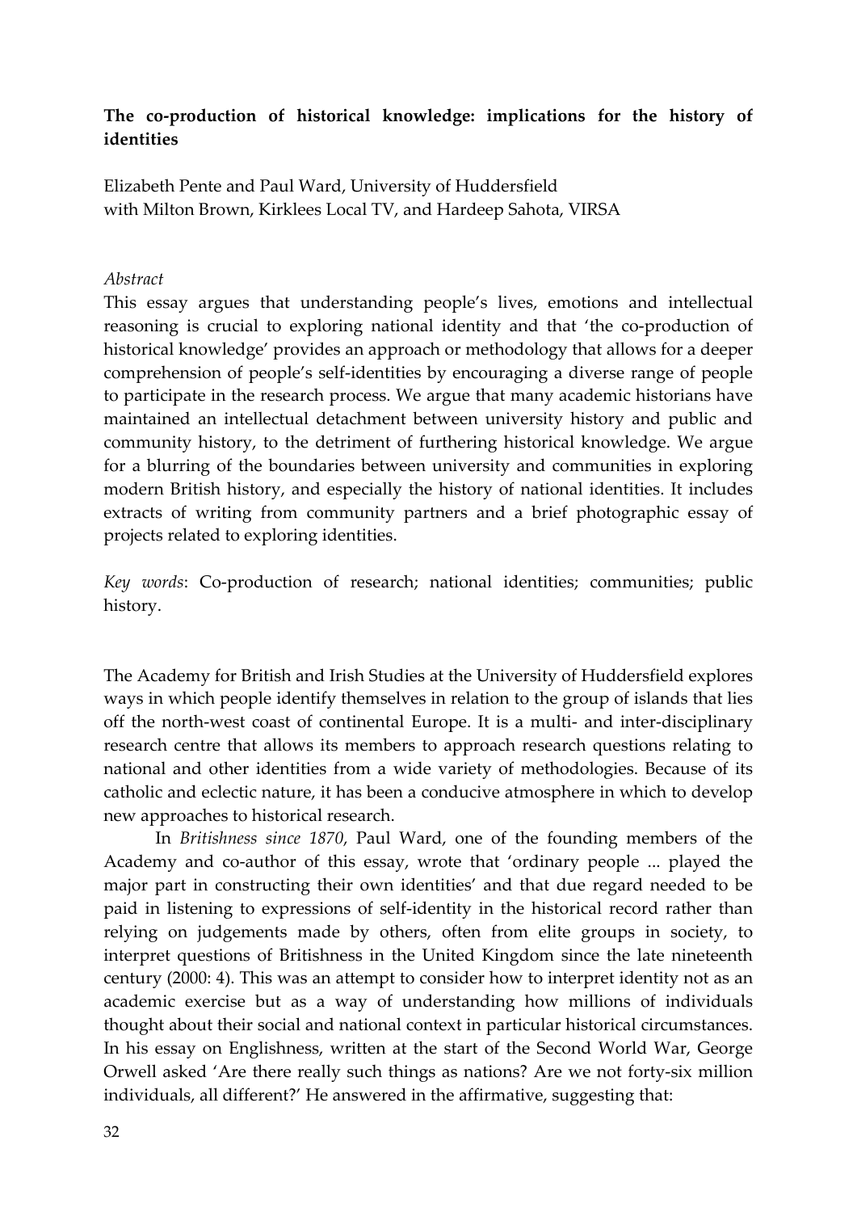# The co-production of historical knowledge: implications for the history of identities

Elizabeth Pente and Paul Ward, University of Huddersfield
with Milton Brown, Kirklees Local TV, and Hardeep Sahota, VIRSA

*Abstract*

This essay argues that understanding people's lives, emotions and intellectual reasoning is crucial to exploring national identity and that 'the co-production of historical knowledge' provides an approach or methodology that allows for a deeper comprehension of people's self-identities by encouraging a diverse range of people to participate in the research process. We argue that many academic historians have maintained an intellectual detachment between university history and public and community history, to the detriment of furthering historical knowledge. We argue for a blurring of the boundaries between university and communities in exploring modern British history, and especially the history of national identities. It includes extracts of writing from community partners and a brief photographic essay of projects related to exploring identities.

*Key words*: Co-production of research; national identities; communities; public history.

The Academy for British and Irish Studies at the University of Huddersfield explores ways in which people identify themselves in relation to the group of islands that lies off the north-west coast of continental Europe. It is a multi- and inter-disciplinary research centre that allows its members to approach research questions relating to national and other identities from a wide variety of methodologies. Because of its catholic and eclectic nature, it has been a conducive atmosphere in which to develop new approaches to historical research.

In *Britishness since 1870*, Paul Ward, one of the founding members of the Academy and co-author of this essay, wrote that 'ordinary people ... played the major part in constructing their own identities' and that due regard needed to be paid in listening to expressions of self-identity in the historical record rather than relying on judgements made by others, often from elite groups in society, to interpret questions of Britishness in the United Kingdom since the late nineteenth century (2000: 4). This was an attempt to consider how to interpret identity not as an academic exercise but as a way of understanding how millions of individuals thought about their social and national context in particular historical circumstances. In his essay on Englishness, written at the start of the Second World War, George Orwell asked 'Are there really such things as nations? Are we not forty-six million individuals, all different?' He answered in the affirmative, suggesting that: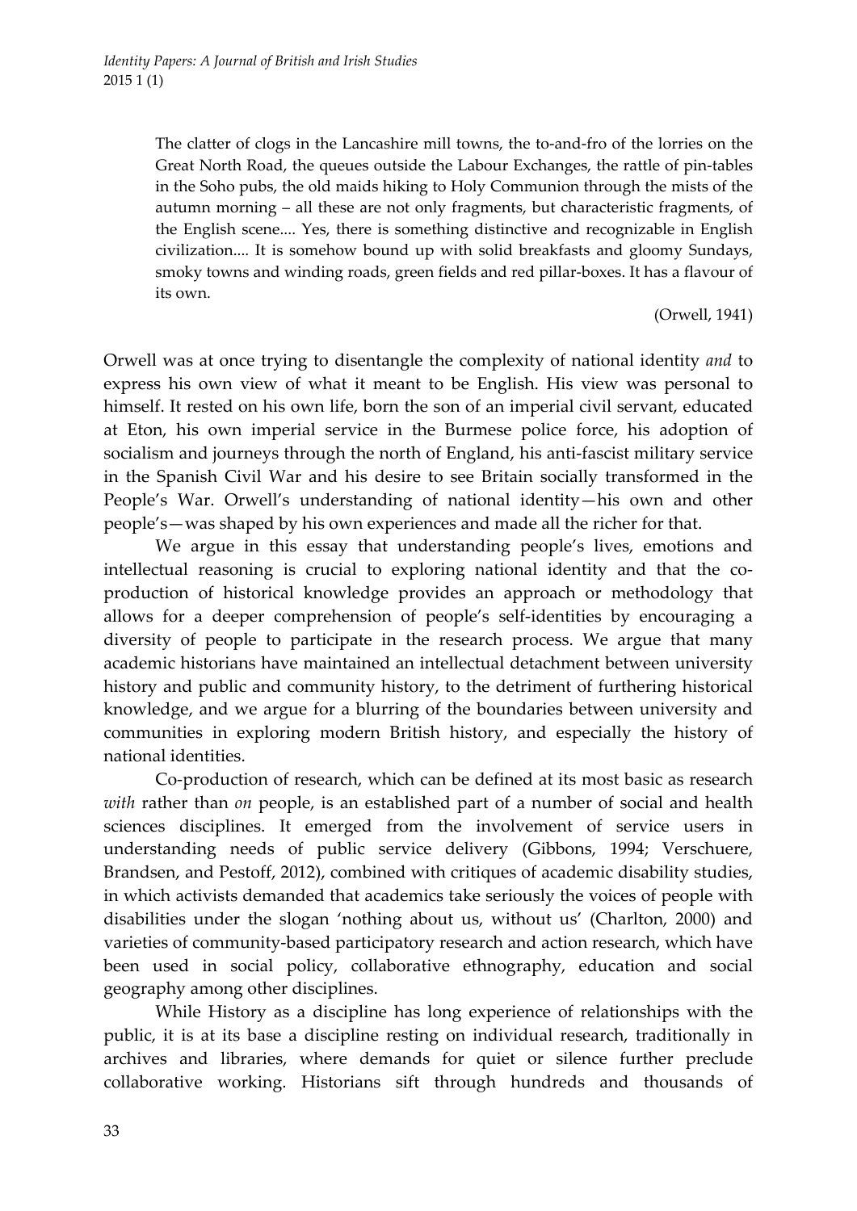> The clatter of clogs in the Lancashire mill towns, the to-and-fro of the lorries on the Great North Road, the queues outside the Labour Exchanges, the rattle of pin-tables in the Soho pubs, the old maids hiking to Holy Communion through the mists of the autumn morning – all these are not only fragments, but characteristic fragments, of the English scene.... Yes, there is something distinctive and recognizable in English civilization.... It is somehow bound up with solid breakfasts and gloomy Sundays, smoky towns and winding roads, green fields and red pillar-boxes. It has a flavour of its own.
>
> (Orwell, 1941)

Orwell was at once trying to disentangle the complexity of national identity *and* to express his own view of what it meant to be English. His view was personal to himself. It rested on his own life, born the son of an imperial civil servant, educated at Eton, his own imperial service in the Burmese police force, his adoption of socialism and journeys through the north of England, his anti-fascist military service in the Spanish Civil War and his desire to see Britain socially transformed in the People's War. Orwell's understanding of national identity—his own and other people's—was shaped by his own experiences and made all the richer for that.

We argue in this essay that understanding people's lives, emotions and intellectual reasoning is crucial to exploring national identity and that the co-production of historical knowledge provides an approach or methodology that allows for a deeper comprehension of people's self-identities by encouraging a diversity of people to participate in the research process. We argue that many academic historians have maintained an intellectual detachment between university history and public and community history, to the detriment of furthering historical knowledge, and we argue for a blurring of the boundaries between university and communities in exploring modern British history, and especially the history of national identities.

Co-production of research, which can be defined at its most basic as research *with* rather than *on* people, is an established part of a number of social and health sciences disciplines. It emerged from the involvement of service users in understanding needs of public service delivery (Gibbons, 1994; Verschuere, Brandsen, and Pestoff, 2012), combined with critiques of academic disability studies, in which activists demanded that academics take seriously the voices of people with disabilities under the slogan 'nothing about us, without us' (Charlton, 2000) and varieties of community-based participatory research and action research, which have been used in social policy, collaborative ethnography, education and social geography among other disciplines.

While History as a discipline has long experience of relationships with the public, it is at its base a discipline resting on individual research, traditionally in archives and libraries, where demands for quiet or silence further preclude collaborative working. Historians sift through hundreds and thousands of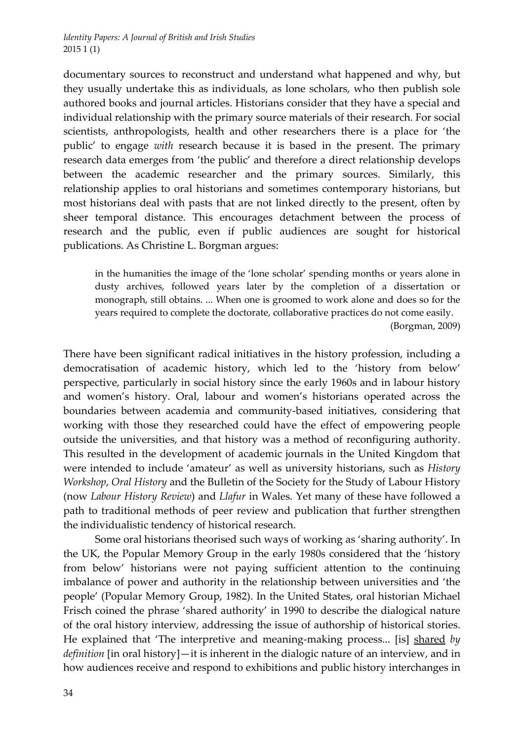documentary sources to reconstruct and understand what happened and why, but they usually undertake this as individuals, as lone scholars, who then publish sole authored books and journal articles. Historians consider that they have a special and individual relationship with the primary source materials of their research. For social scientists, anthropologists, health and other researchers there is a place for 'the public' to engage *with* research because it is based in the present. The primary research data emerges from 'the public' and therefore a direct relationship develops between the academic researcher and the primary sources. Similarly, this relationship applies to oral historians and sometimes contemporary historians, but most historians deal with pasts that are not linked directly to the present, often by sheer temporal distance. This encourages detachment between the process of research and the public, even if public audiences are sought for historical publications. As Christine L. Borgman argues:

> in the humanities the image of the 'lone scholar' spending months or years alone in dusty archives, followed years later by the completion of a dissertation or monograph, still obtains. ... When one is groomed to work alone and does so for the years required to complete the doctorate, collaborative practices do not come easily.
> (Borgman, 2009)

There have been significant radical initiatives in the history profession, including a democratisation of academic history, which led to the 'history from below' perspective, particularly in social history since the early 1960s and in labour history and women's history. Oral, labour and women's historians operated across the boundaries between academia and community-based initiatives, considering that working with those they researched could have the effect of empowering people outside the universities, and that history was a method of reconfiguring authority. This resulted in the development of academic journals in the United Kingdom that were intended to include 'amateur' as well as university historians, such as *History Workshop*, *Oral History* and the Bulletin of the Society for the Study of Labour History (now *Labour History Review*) and *Llafur* in Wales. Yet many of these have followed a path to traditional methods of peer review and publication that further strengthen the individualistic tendency of historical research.

Some oral historians theorised such ways of working as 'sharing authority'. In the UK, the Popular Memory Group in the early 1980s considered that the 'history from below' historians were not paying sufficient attention to the continuing imbalance of power and authority in the relationship between universities and 'the people' (Popular Memory Group, 1982). In the United States, oral historian Michael Frisch coined the phrase 'shared authority' in 1990 to describe the dialogical nature of the oral history interview, addressing the issue of authorship of historical stories. He explained that 'The interpretive and meaning-making process... [is] <u>shared</u> *by definition* [in oral history]—it is inherent in the dialogic nature of an interview, and in how audiences receive and respond to exhibitions and public history interchanges in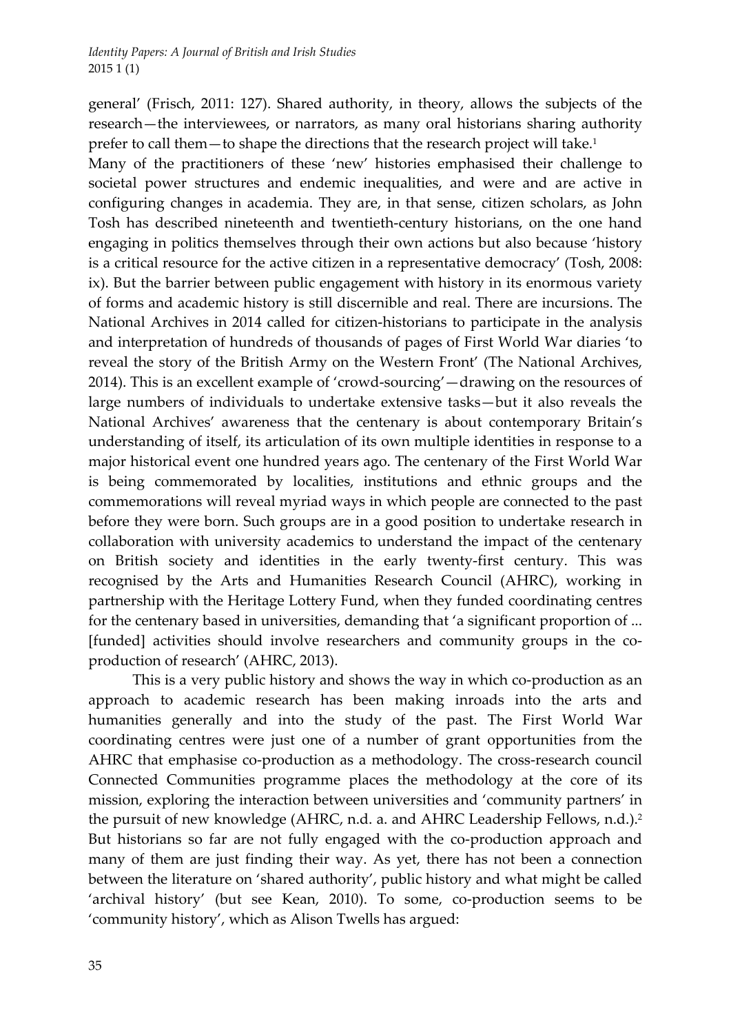general' (Frisch, 2011: 127). Shared authority, in theory, allows the subjects of the research—the interviewees, or narrators, as many oral historians sharing authority prefer to call them—to shape the directions that the research project will take.[1]

Many of the practitioners of these 'new' histories emphasised their challenge to societal power structures and endemic inequalities, and were and are active in configuring changes in academia. They are, in that sense, citizen scholars, as John Tosh has described nineteenth and twentieth-century historians, on the one hand engaging in politics themselves through their own actions but also because 'history is a critical resource for the active citizen in a representative democracy' (Tosh, 2008: ix). But the barrier between public engagement with history in its enormous variety of forms and academic history is still discernible and real. There are incursions. The National Archives in 2014 called for citizen-historians to participate in the analysis and interpretation of hundreds of thousands of pages of First World War diaries 'to reveal the story of the British Army on the Western Front' (The National Archives, 2014). This is an excellent example of 'crowd-sourcing'—drawing on the resources of large numbers of individuals to undertake extensive tasks—but it also reveals the National Archives' awareness that the centenary is about contemporary Britain's understanding of itself, its articulation of its own multiple identities in response to a major historical event one hundred years ago. The centenary of the First World War is being commemorated by localities, institutions and ethnic groups and the commemorations will reveal myriad ways in which people are connected to the past before they were born. Such groups are in a good position to undertake research in collaboration with university academics to understand the impact of the centenary on British society and identities in the early twenty-first century. This was recognised by the Arts and Humanities Research Council (AHRC), working in partnership with the Heritage Lottery Fund, when they funded coordinating centres for the centenary based in universities, demanding that 'a significant proportion of ... [funded] activities should involve researchers and community groups in the co-production of research' (AHRC, 2013).

This is a very public history and shows the way in which co-production as an approach to academic research has been making inroads into the arts and humanities generally and into the study of the past. The First World War coordinating centres were just one of a number of grant opportunities from the AHRC that emphasise co-production as a methodology. The cross-research council Connected Communities programme places the methodology at the core of its mission, exploring the interaction between universities and 'community partners' in the pursuit of new knowledge (AHRC, n.d. a. and AHRC Leadership Fellows, n.d.).[2] But historians so far are not fully engaged with the co-production approach and many of them are just finding their way. As yet, there has not been a connection between the literature on 'shared authority', public history and what might be called 'archival history' (but see Kean, 2010). To some, co-production seems to be 'community history', which as Alison Twells has argued: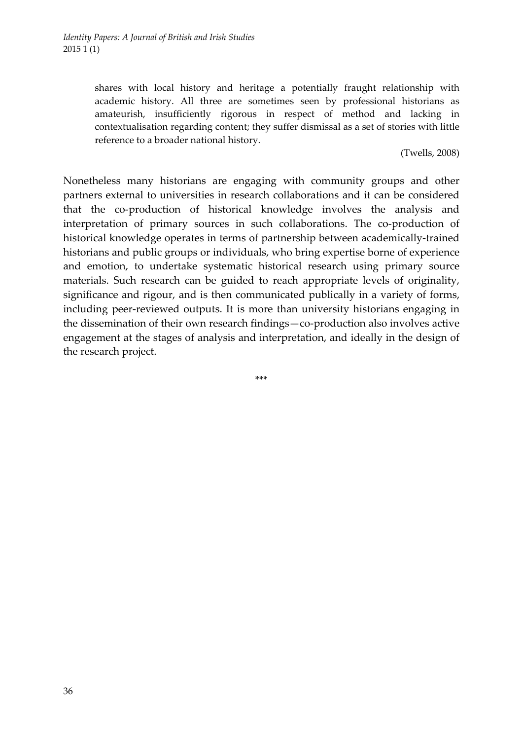> shares with local history and heritage a potentially fraught relationship with academic history. All three are sometimes seen by professional historians as amateurish, insufficiently rigorous in respect of method and lacking in contextualisation regarding content; they suffer dismissal as a set of stories with little reference to a broader national history.
>
> (Twells, 2008)

Nonetheless many historians are engaging with community groups and other partners external to universities in research collaborations and it can be considered that the co-production of historical knowledge involves the analysis and interpretation of primary sources in such collaborations. The co-production of historical knowledge operates in terms of partnership between academically-trained historians and public groups or individuals, who bring expertise borne of experience and emotion, to undertake systematic historical research using primary source materials. Such research can be guided to reach appropriate levels of originality, significance and rigour, and is then communicated publically in a variety of forms, including peer-reviewed outputs. It is more than university historians engaging in the dissemination of their own research findings—co-production also involves active engagement at the stages of analysis and interpretation, and ideally in the design of the research project.

\*\*\*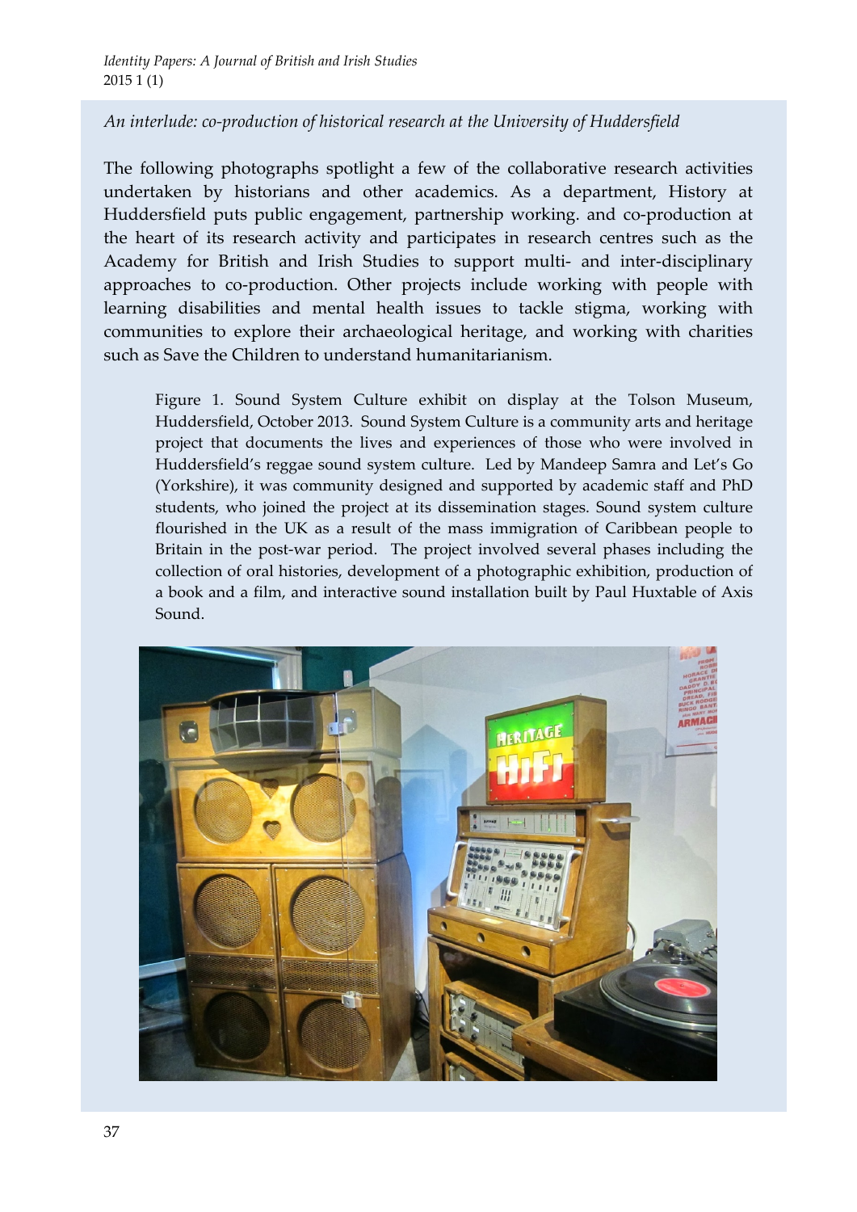*An interlude: co-production of historical research at the University of Huddersfield*

The following photographs spotlight a few of the collaborative research activities undertaken by historians and other academics. As a department, History at Huddersfield puts public engagement, partnership working. and co-production at the heart of its research activity and participates in research centres such as the Academy for British and Irish Studies to support multi- and inter-disciplinary approaches to co-production. Other projects include working with people with learning disabilities and mental health issues to tackle stigma, working with communities to explore their archaeological heritage, and working with charities such as Save the Children to understand humanitarianism.

Figure 1. Sound System Culture exhibit on display at the Tolson Museum, Huddersfield, October 2013. Sound System Culture is a community arts and heritage project that documents the lives and experiences of those who were involved in Huddersfield's reggae sound system culture. Led by Mandeep Samra and Let's Go (Yorkshire), it was community designed and supported by academic staff and PhD students, who joined the project at its dissemination stages. Sound system culture flourished in the UK as a result of the mass immigration of Caribbean people to Britain in the post-war period. The project involved several phases including the collection of oral histories, development of a photographic exhibition, production of a book and a film, and interactive sound installation built by Paul Huxtable of Axis Sound.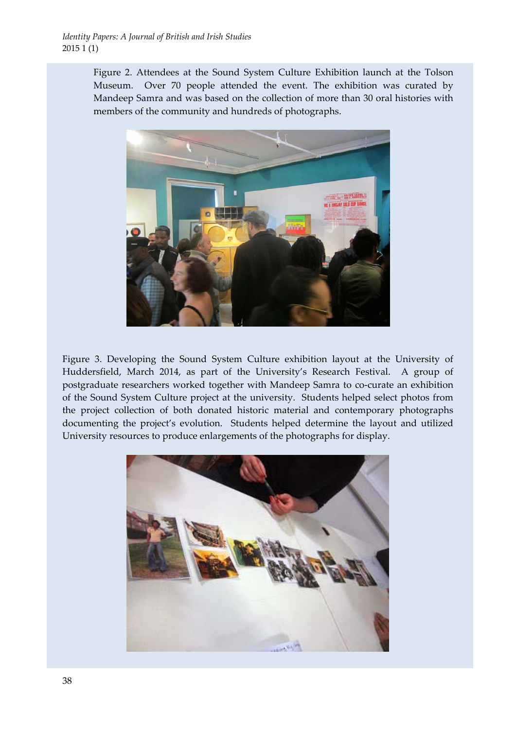Figure 2. Attendees at the Sound System Culture Exhibition launch at the Tolson Museum. Over 70 people attended the event. The exhibition was curated by Mandeep Samra and was based on the collection of more than 30 oral histories with members of the community and hundreds of photographs.

Figure 3. Developing the Sound System Culture exhibition layout at the University of Huddersfield, March 2014, as part of the University's Research Festival. A group of postgraduate researchers worked together with Mandeep Samra to co-curate an exhibition of the Sound System Culture project at the university. Students helped select photos from the project collection of both donated historic material and contemporary photographs documenting the project's evolution. Students helped determine the layout and utilized University resources to produce enlargements of the photographs for display.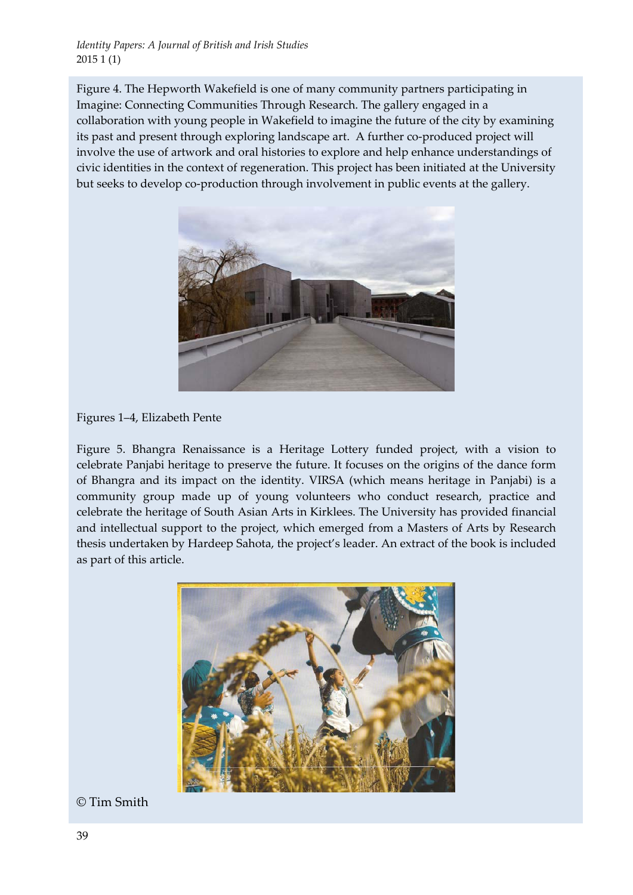Figure 4. The Hepworth Wakefield is one of many community partners participating in Imagine: Connecting Communities Through Research. The gallery engaged in a collaboration with young people in Wakefield to imagine the future of the city by examining its past and present through exploring landscape art. A further co-produced project will involve the use of artwork and oral histories to explore and help enhance understandings of civic identities in the context of regeneration. This project has been initiated at the University but seeks to develop co-production through involvement in public events at the gallery.

Figures 1–4, Elizabeth Pente

Figure 5. Bhangra Renaissance is a Heritage Lottery funded project, with a vision to celebrate Panjabi heritage to preserve the future. It focuses on the origins of the dance form of Bhangra and its impact on the identity. VIRSA (which means heritage in Panjabi) is a community group made up of young volunteers who conduct research, practice and celebrate the heritage of South Asian Arts in Kirklees. The University has provided financial and intellectual support to the project, which emerged from a Masters of Arts by Research thesis undertaken by Hardeep Sahota, the project's leader. An extract of the book is included as part of this article.

© Tim Smith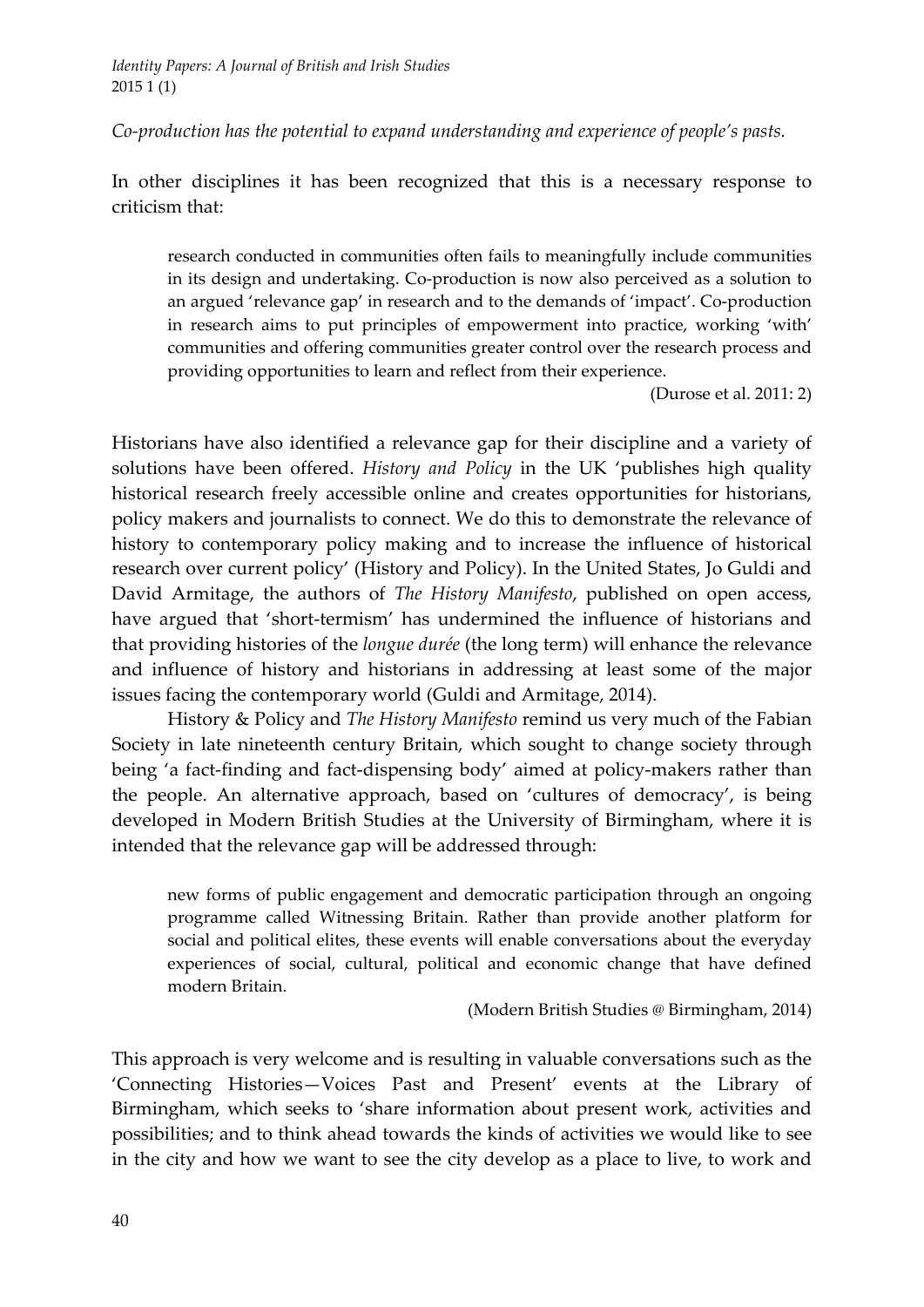*Co-production has the potential to expand understanding and experience of people's pasts.*

In other disciplines it has been recognized that this is a necessary response to criticism that:

> research conducted in communities often fails to meaningfully include communities in its design and undertaking. Co-production is now also perceived as a solution to an argued 'relevance gap' in research and to the demands of 'impact'. Co-production in research aims to put principles of empowerment into practice, working 'with' communities and offering communities greater control over the research process and providing opportunities to learn and reflect from their experience.
>
> (Durose et al. 2011: 2)

Historians have also identified a relevance gap for their discipline and a variety of solutions have been offered. *History and Policy* in the UK 'publishes high quality historical research freely accessible online and creates opportunities for historians, policy makers and journalists to connect. We do this to demonstrate the relevance of history to contemporary policy making and to increase the influence of historical research over current policy' (History and Policy). In the United States, Jo Guldi and David Armitage, the authors of *The History Manifesto*, published on open access, have argued that 'short-termism' has undermined the influence of historians and that providing histories of the *longue durée* (the long term) will enhance the relevance and influence of history and historians in addressing at least some of the major issues facing the contemporary world (Guldi and Armitage, 2014).

History & Policy and *The History Manifesto* remind us very much of the Fabian Society in late nineteenth century Britain, which sought to change society through being 'a fact-finding and fact-dispensing body' aimed at policy-makers rather than the people. An alternative approach, based on 'cultures of democracy', is being developed in Modern British Studies at the University of Birmingham, where it is intended that the relevance gap will be addressed through:

> new forms of public engagement and democratic participation through an ongoing programme called Witnessing Britain. Rather than provide another platform for social and political elites, these events will enable conversations about the everyday experiences of social, cultural, political and economic change that have defined modern Britain.
>
> (Modern British Studies @ Birmingham, 2014)

This approach is very welcome and is resulting in valuable conversations such as the 'Connecting Histories—Voices Past and Present' events at the Library of Birmingham, which seeks to 'share information about present work, activities and possibilities; and to think ahead towards the kinds of activities we would like to see in the city and how we want to see the city develop as a place to live, to work and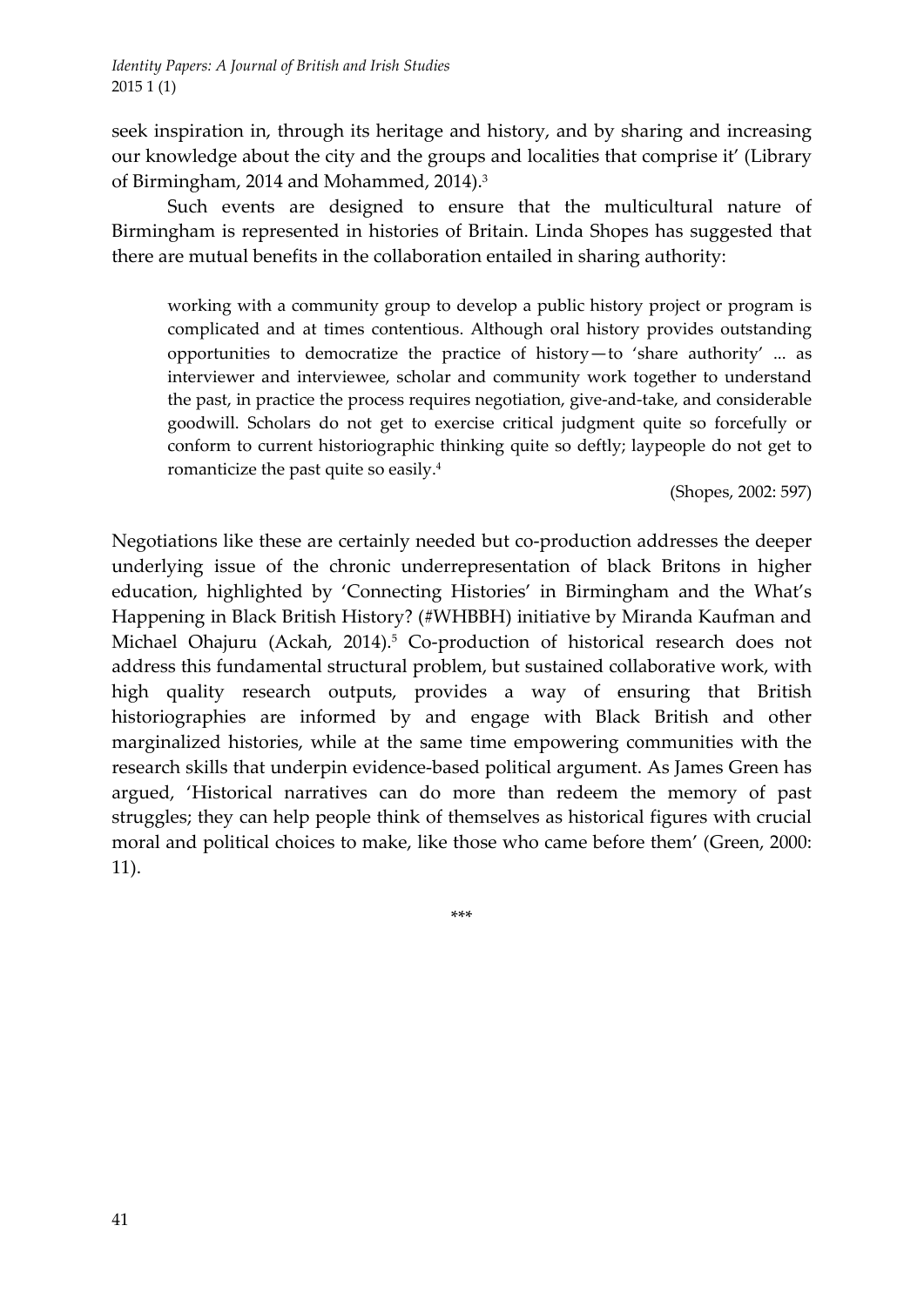seek inspiration in, through its heritage and history, and by sharing and increasing our knowledge about the city and the groups and localities that comprise it' (Library of Birmingham, 2014 and Mohammed, 2014).[3]

Such events are designed to ensure that the multicultural nature of Birmingham is represented in histories of Britain. Linda Shopes has suggested that there are mutual benefits in the collaboration entailed in sharing authority:

> working with a community group to develop a public history project or program is complicated and at times contentious. Although oral history provides outstanding opportunities to democratize the practice of history—to 'share authority' ... as interviewer and interviewee, scholar and community work together to understand the past, in practice the process requires negotiation, give-and-take, and considerable goodwill. Scholars do not get to exercise critical judgment quite so forcefully or conform to current historiographic thinking quite so deftly; laypeople do not get to romanticize the past quite so easily.[4]
>
> (Shopes, 2002: 597)

Negotiations like these are certainly needed but co-production addresses the deeper underlying issue of the chronic underrepresentation of black Britons in higher education, highlighted by 'Connecting Histories' in Birmingham and the What's Happening in Black British History? (#WHBBH) initiative by Miranda Kaufman and Michael Ohajuru (Ackah, 2014).[5] Co-production of historical research does not address this fundamental structural problem, but sustained collaborative work, with high quality research outputs, provides a way of ensuring that British historiographies are informed by and engage with Black British and other marginalized histories, while at the same time empowering communities with the research skills that underpin evidence-based political argument. As James Green has argued, 'Historical narratives can do more than redeem the memory of past struggles; they can help people think of themselves as historical figures with crucial moral and political choices to make, like those who came before them' (Green, 2000: 11).

***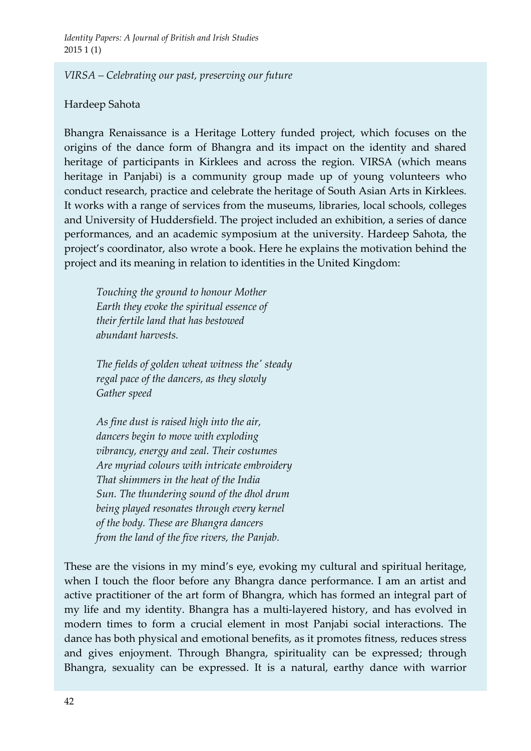*VIRSA – Celebrating our past, preserving our future*

Hardeep Sahota

Bhangra Renaissance is a Heritage Lottery funded project, which focuses on the origins of the dance form of Bhangra and its impact on the identity and shared heritage of participants in Kirklees and across the region. VIRSA (which means heritage in Panjabi) is a community group made up of young volunteers who conduct research, practice and celebrate the heritage of South Asian Arts in Kirklees. It works with a range of services from the museums, libraries, local schools, colleges and University of Huddersfield. The project included an exhibition, a series of dance performances, and an academic symposium at the university. Hardeep Sahota, the project's coordinator, also wrote a book. Here he explains the motivation behind the project and its meaning in relation to identities in the United Kingdom:

> *Touching the ground to honour Mother*
> *Earth they evoke the spiritual essence of*
> *their fertile land that has bestowed*
> *abundant harvests.*
>
> *The fields of golden wheat witness the' steady*
> *regal pace of the dancers, as they slowly*
> *Gather speed*
>
> *As fine dust is raised high into the air,*
> *dancers begin to move with exploding*
> *vibrancy, energy and zeal. Their costumes*
> *Are myriad colours with intricate embroidery*
> *That shimmers in the heat of the India*
> *Sun. The thundering sound of the dhol drum*
> *being played resonates through every kernel*
> *of the body. These are Bhangra dancers*
> *from the land of the five rivers, the Panjab.*

These are the visions in my mind's eye, evoking my cultural and spiritual heritage, when I touch the floor before any Bhangra dance performance. I am an artist and active practitioner of the art form of Bhangra, which has formed an integral part of my life and my identity. Bhangra has a multi-layered history, and has evolved in modern times to form a crucial element in most Panjabi social interactions. The dance has both physical and emotional benefits, as it promotes fitness, reduces stress and gives enjoyment. Through Bhangra, spirituality can be expressed; through Bhangra, sexuality can be expressed. It is a natural, earthy dance with warrior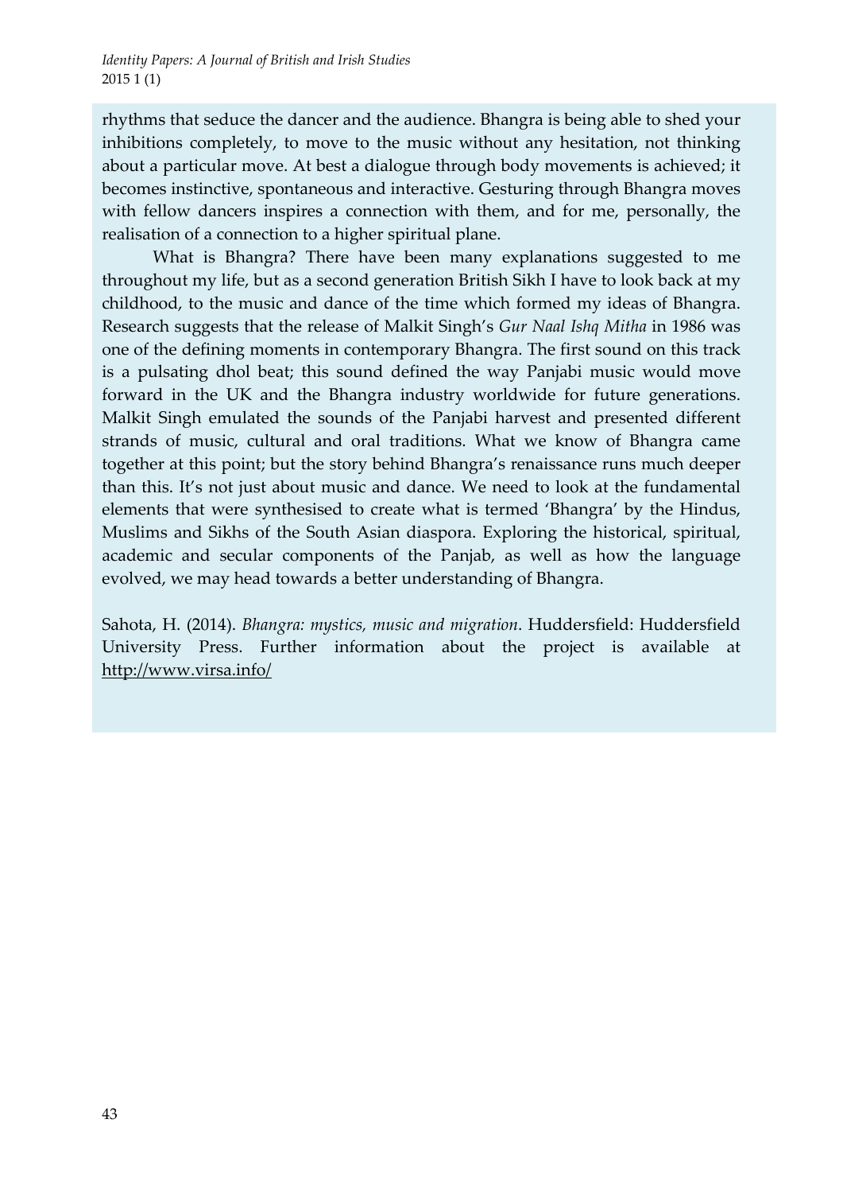rhythms that seduce the dancer and the audience. Bhangra is being able to shed your inhibitions completely, to move to the music without any hesitation, not thinking about a particular move. At best a dialogue through body movements is achieved; it becomes instinctive, spontaneous and interactive. Gesturing through Bhangra moves with fellow dancers inspires a connection with them, and for me, personally, the realisation of a connection to a higher spiritual plane.

What is Bhangra? There have been many explanations suggested to me throughout my life, but as a second generation British Sikh I have to look back at my childhood, to the music and dance of the time which formed my ideas of Bhangra. Research suggests that the release of Malkit Singh's *Gur Naal Ishq Mitha* in 1986 was one of the defining moments in contemporary Bhangra. The first sound on this track is a pulsating dhol beat; this sound defined the way Panjabi music would move forward in the UK and the Bhangra industry worldwide for future generations. Malkit Singh emulated the sounds of the Panjabi harvest and presented different strands of music, cultural and oral traditions. What we know of Bhangra came together at this point; but the story behind Bhangra's renaissance runs much deeper than this. It's not just about music and dance. We need to look at the fundamental elements that were synthesised to create what is termed 'Bhangra' by the Hindus, Muslims and Sikhs of the South Asian diaspora. Exploring the historical, spiritual, academic and secular components of the Panjab, as well as how the language evolved, we may head towards a better understanding of Bhangra.

Sahota, H. (2014). *Bhangra: mystics, music and migration*. Huddersfield: Huddersfield University Press. Further information about the project is available at http://www.virsa.info/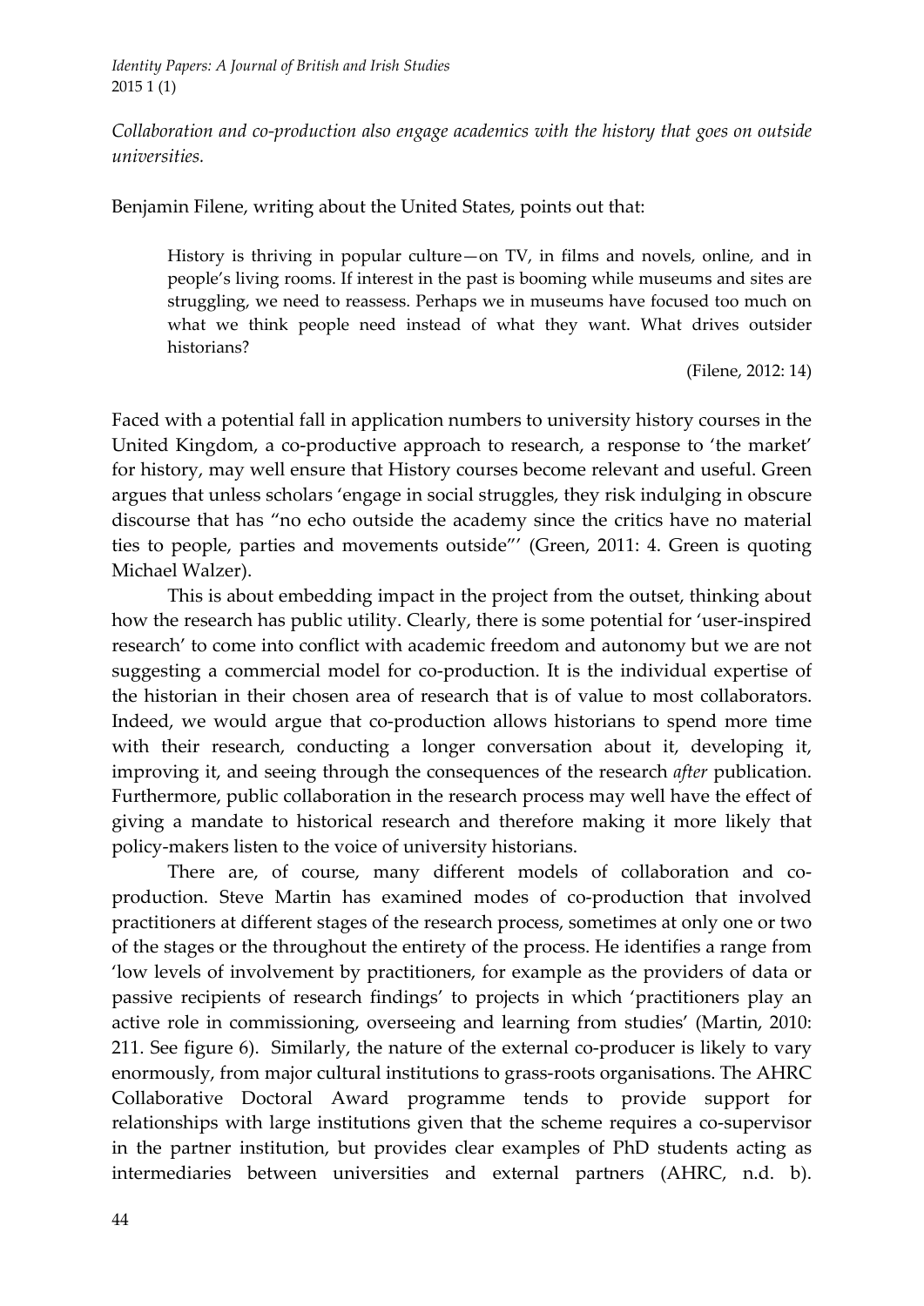*Collaboration and co-production also engage academics with the history that goes on outside universities.*

Benjamin Filene, writing about the United States, points out that:

> History is thriving in popular culture—on TV, in films and novels, online, and in people's living rooms. If interest in the past is booming while museums and sites are struggling, we need to reassess. Perhaps we in museums have focused too much on what we think people need instead of what they want. What drives outsider historians?
>
> (Filene, 2012: 14)

Faced with a potential fall in application numbers to university history courses in the United Kingdom, a co-productive approach to research, a response to 'the market' for history, may well ensure that History courses become relevant and useful. Green argues that unless scholars 'engage in social struggles, they risk indulging in obscure discourse that has "no echo outside the academy since the critics have no material ties to people, parties and movements outside"' (Green, 2011: 4. Green is quoting Michael Walzer).

This is about embedding impact in the project from the outset, thinking about how the research has public utility. Clearly, there is some potential for 'user-inspired research' to come into conflict with academic freedom and autonomy but we are not suggesting a commercial model for co-production. It is the individual expertise of the historian in their chosen area of research that is of value to most collaborators. Indeed, we would argue that co-production allows historians to spend more time with their research, conducting a longer conversation about it, developing it, improving it, and seeing through the consequences of the research *after* publication. Furthermore, public collaboration in the research process may well have the effect of giving a mandate to historical research and therefore making it more likely that policy-makers listen to the voice of university historians.

There are, of course, many different models of collaboration and co-production. Steve Martin has examined modes of co-production that involved practitioners at different stages of the research process, sometimes at only one or two of the stages or the throughout the entirety of the process. He identifies a range from 'low levels of involvement by practitioners, for example as the providers of data or passive recipients of research findings' to projects in which 'practitioners play an active role in commissioning, overseeing and learning from studies' (Martin, 2010: 211. See figure 6). Similarly, the nature of the external co-producer is likely to vary enormously, from major cultural institutions to grass-roots organisations. The AHRC Collaborative Doctoral Award programme tends to provide support for relationships with large institutions given that the scheme requires a co-supervisor in the partner institution, but provides clear examples of PhD students acting as intermediaries between universities and external partners (AHRC, n.d. b).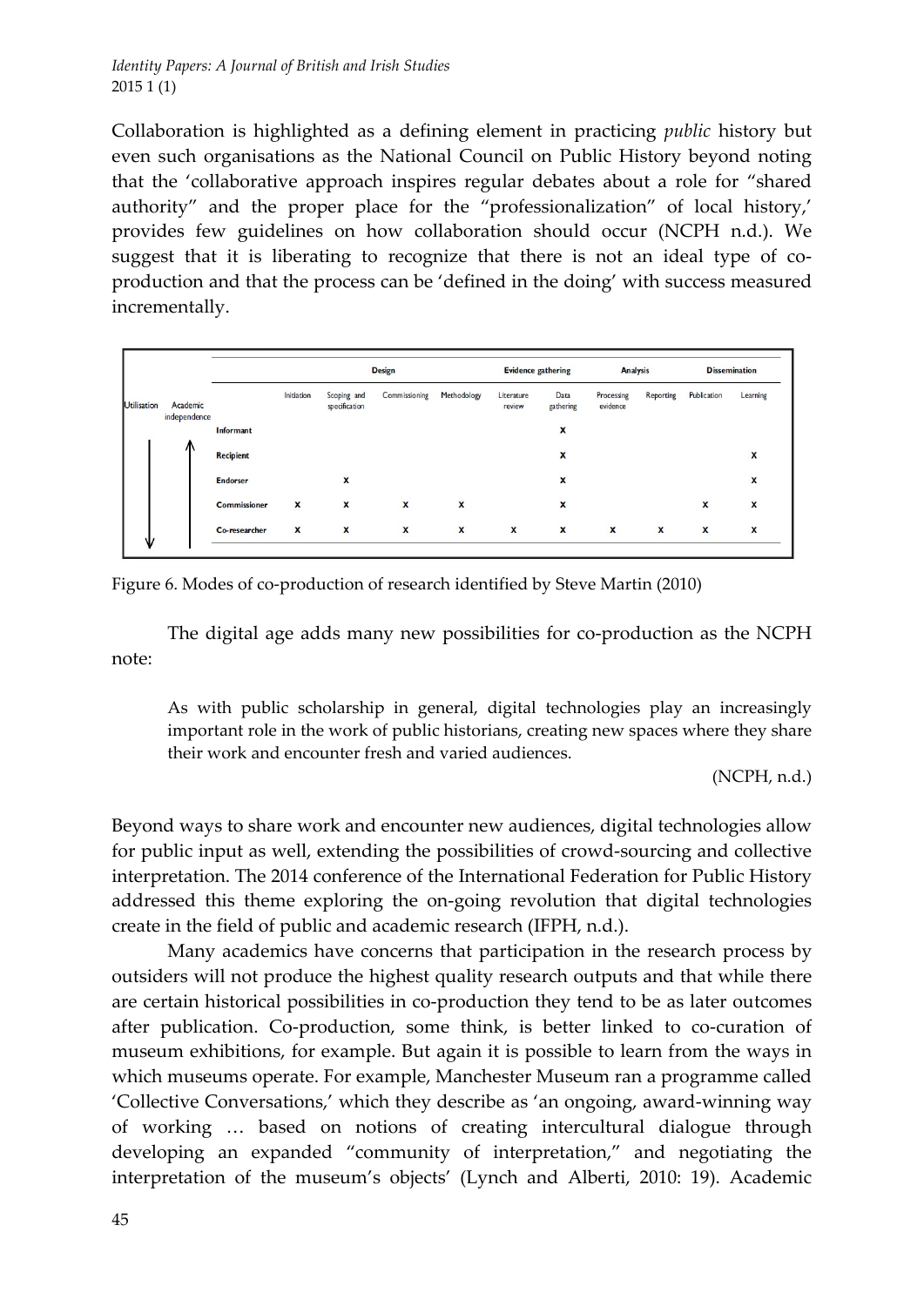Collaboration is highlighted as a defining element in practicing *public* history but even such organisations as the National Council on Public History beyond noting that the 'collaborative approach inspires regular debates about a role for "shared authority" and the proper place for the "professionalization" of local history,' provides few guidelines on how collaboration should occur (NCPH n.d.). We suggest that it is liberating to recognize that there is not an ideal type of co-production and that the process can be 'defined in the doing' with success measured incrementally.

| Utilisation | Academic independence | | Design | | | | Evidence gathering | | Analysis | | Dissemination | |
|---|---|---|---|---|---|---|---|---|---|---|---|---|
| | | | Initiation | Scoping and specification | Commissioning | Methodology | Literature review | Data gathering | Processing evidence | Reporting | Publication | Learning |
| ↓ | ↑ | Informant | | | | | | x | | | | |
| | | Recipient | | | | | | x | | | | x |
| | | Endorser | | x | | | | x | | | | x |
| | | Commissioner | x | x | x | x | | x | | | x | x |
| | | Co-researcher | x | x | x | x | x | x | x | x | x | x |

Figure 6. Modes of co-production of research identified by Steve Martin (2010)

The digital age adds many new possibilities for co-production as the NCPH note:

> As with public scholarship in general, digital technologies play an increasingly important role in the work of public historians, creating new spaces where they share their work and encounter fresh and varied audiences.
>
> (NCPH, n.d.)

Beyond ways to share work and encounter new audiences, digital technologies allow for public input as well, extending the possibilities of crowd-sourcing and collective interpretation. The 2014 conference of the International Federation for Public History addressed this theme exploring the on-going revolution that digital technologies create in the field of public and academic research (IFPH, n.d.).

Many academics have concerns that participation in the research process by outsiders will not produce the highest quality research outputs and that while there are certain historical possibilities in co-production they tend to be as later outcomes after publication. Co-production, some think, is better linked to co-curation of museum exhibitions, for example. But again it is possible to learn from the ways in which museums operate. For example, Manchester Museum ran a programme called 'Collective Conversations,' which they describe as 'an ongoing, award-winning way of working … based on notions of creating intercultural dialogue through developing an expanded "community of interpretation," and negotiating the interpretation of the museum's objects' (Lynch and Alberti, 2010: 19). Academic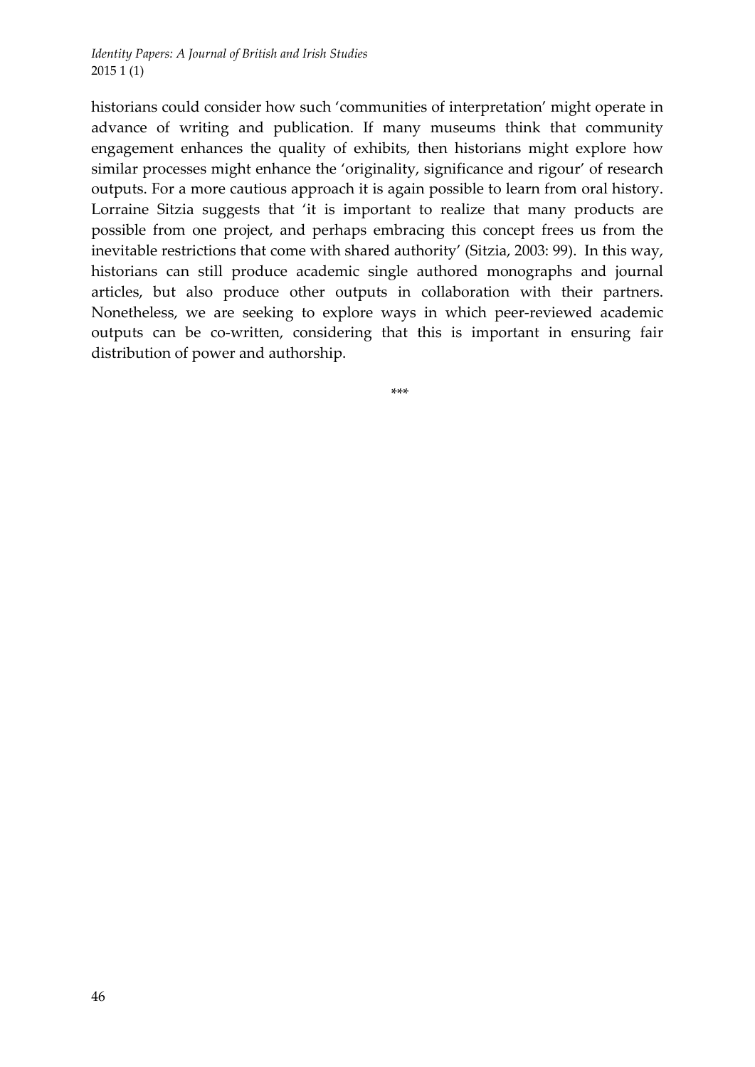historians could consider how such 'communities of interpretation' might operate in advance of writing and publication. If many museums think that community engagement enhances the quality of exhibits, then historians might explore how similar processes might enhance the 'originality, significance and rigour' of research outputs. For a more cautious approach it is again possible to learn from oral history. Lorraine Sitzia suggests that 'it is important to realize that many products are possible from one project, and perhaps embracing this concept frees us from the inevitable restrictions that come with shared authority' (Sitzia, 2003: 99). In this way, historians can still produce academic single authored monographs and journal articles, but also produce other outputs in collaboration with their partners. Nonetheless, we are seeking to explore ways in which peer-reviewed academic outputs can be co-written, considering that this is important in ensuring fair distribution of power and authorship.

***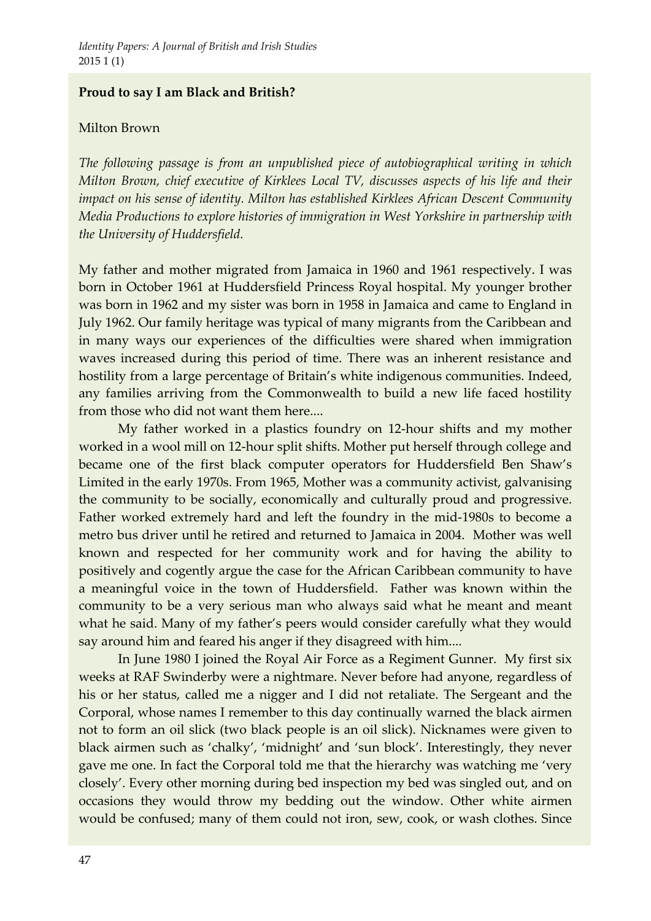**Proud to say I am Black and British?**

Milton Brown

*The following passage is from an unpublished piece of autobiographical writing in which Milton Brown, chief executive of Kirklees Local TV, discusses aspects of his life and their impact on his sense of identity. Milton has established Kirklees African Descent Community Media Productions to explore histories of immigration in West Yorkshire in partnership with the University of Huddersfield.*

My father and mother migrated from Jamaica in 1960 and 1961 respectively. I was born in October 1961 at Huddersfield Princess Royal hospital. My younger brother was born in 1962 and my sister was born in 1958 in Jamaica and came to England in July 1962. Our family heritage was typical of many migrants from the Caribbean and in many ways our experiences of the difficulties were shared when immigration waves increased during this period of time. There was an inherent resistance and hostility from a large percentage of Britain's white indigenous communities. Indeed, any families arriving from the Commonwealth to build a new life faced hostility from those who did not want them here....

My father worked in a plastics foundry on 12-hour shifts and my mother worked in a wool mill on 12-hour split shifts. Mother put herself through college and became one of the first black computer operators for Huddersfield Ben Shaw's Limited in the early 1970s. From 1965, Mother was a community activist, galvanising the community to be socially, economically and culturally proud and progressive. Father worked extremely hard and left the foundry in the mid-1980s to become a metro bus driver until he retired and returned to Jamaica in 2004. Mother was well known and respected for her community work and for having the ability to positively and cogently argue the case for the African Caribbean community to have a meaningful voice in the town of Huddersfield. Father was known within the community to be a very serious man who always said what he meant and meant what he said. Many of my father's peers would consider carefully what they would say around him and feared his anger if they disagreed with him....

In June 1980 I joined the Royal Air Force as a Regiment Gunner. My first six weeks at RAF Swinderby were a nightmare. Never before had anyone, regardless of his or her status, called me a nigger and I did not retaliate. The Sergeant and the Corporal, whose names I remember to this day continually warned the black airmen not to form an oil slick (two black people is an oil slick). Nicknames were given to black airmen such as 'chalky', 'midnight' and 'sun block'. Interestingly, they never gave me one. In fact the Corporal told me that the hierarchy was watching me 'very closely'. Every other morning during bed inspection my bed was singled out, and on occasions they would throw my bedding out the window. Other white airmen would be confused; many of them could not iron, sew, cook, or wash clothes. Since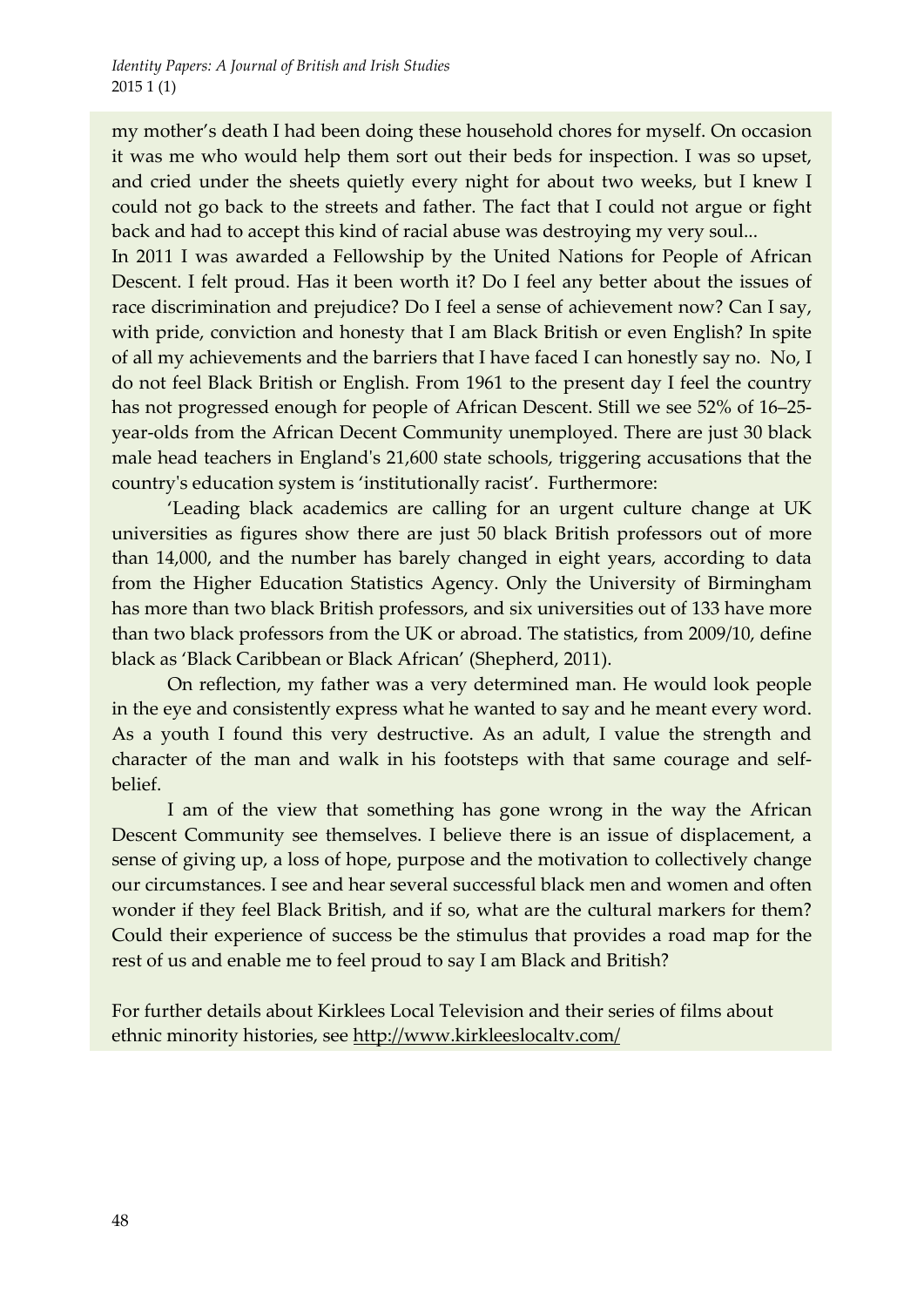my mother's death I had been doing these household chores for myself. On occasion it was me who would help them sort out their beds for inspection. I was so upset, and cried under the sheets quietly every night for about two weeks, but I knew I could not go back to the streets and father. The fact that I could not argue or fight back and had to accept this kind of racial abuse was destroying my very soul...

In 2011 I was awarded a Fellowship by the United Nations for People of African Descent. I felt proud. Has it been worth it? Do I feel any better about the issues of race discrimination and prejudice? Do I feel a sense of achievement now? Can I say, with pride, conviction and honesty that I am Black British or even English? In spite of all my achievements and the barriers that I have faced I can honestly say no. No, I do not feel Black British or English. From 1961 to the present day I feel the country has not progressed enough for people of African Descent. Still we see 52% of 16–25-year-olds from the African Decent Community unemployed. There are just 30 black male head teachers in England's 21,600 state schools, triggering accusations that the country's education system is 'institutionally racist'. Furthermore:

'Leading black academics are calling for an urgent culture change at UK universities as figures show there are just 50 black British professors out of more than 14,000, and the number has barely changed in eight years, according to data from the Higher Education Statistics Agency. Only the University of Birmingham has more than two black British professors, and six universities out of 133 have more than two black professors from the UK or abroad. The statistics, from 2009/10, define black as 'Black Caribbean or Black African' (Shepherd, 2011).

On reflection, my father was a very determined man. He would look people in the eye and consistently express what he wanted to say and he meant every word. As a youth I found this very destructive. As an adult, I value the strength and character of the man and walk in his footsteps with that same courage and self-belief.

I am of the view that something has gone wrong in the way the African Descent Community see themselves. I believe there is an issue of displacement, a sense of giving up, a loss of hope, purpose and the motivation to collectively change our circumstances. I see and hear several successful black men and women and often wonder if they feel Black British, and if so, what are the cultural markers for them? Could their experience of success be the stimulus that provides a road map for the rest of us and enable me to feel proud to say I am Black and British?

For further details about Kirklees Local Television and their series of films about ethnic minority histories, see http://www.kirkleeslocaltv.com/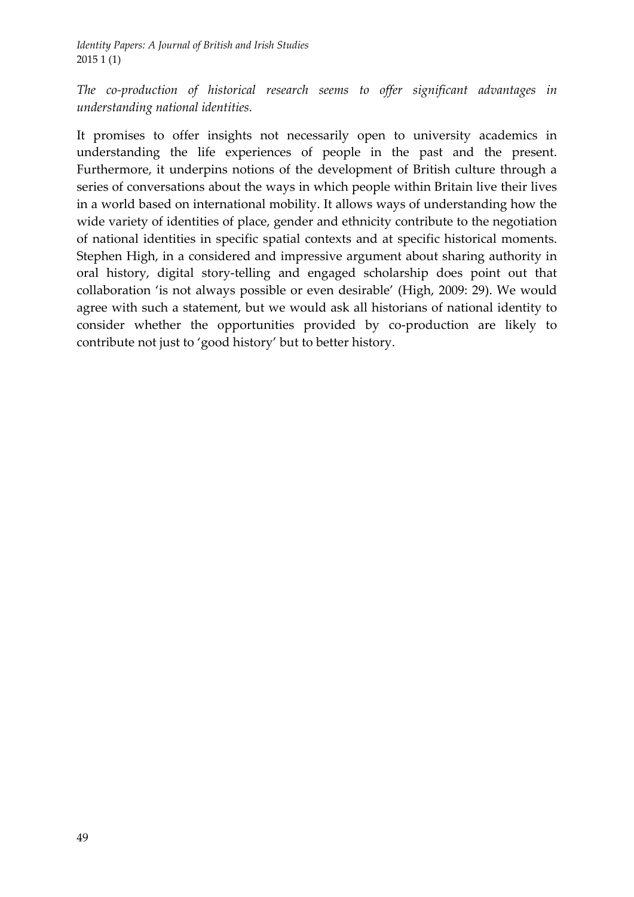*The co-production of historical research seems to offer significant advantages in understanding national identities.*

It promises to offer insights not necessarily open to university academics in understanding the life experiences of people in the past and the present. Furthermore, it underpins notions of the development of British culture through a series of conversations about the ways in which people within Britain live their lives in a world based on international mobility. It allows ways of understanding how the wide variety of identities of place, gender and ethnicity contribute to the negotiation of national identities in specific spatial contexts and at specific historical moments. Stephen High, in a considered and impressive argument about sharing authority in oral history, digital story-telling and engaged scholarship does point out that collaboration 'is not always possible or even desirable' (High, 2009: 29). We would agree with such a statement, but we would ask all historians of national identity to consider whether the opportunities provided by co-production are likely to contribute not just to 'good history' but to better history.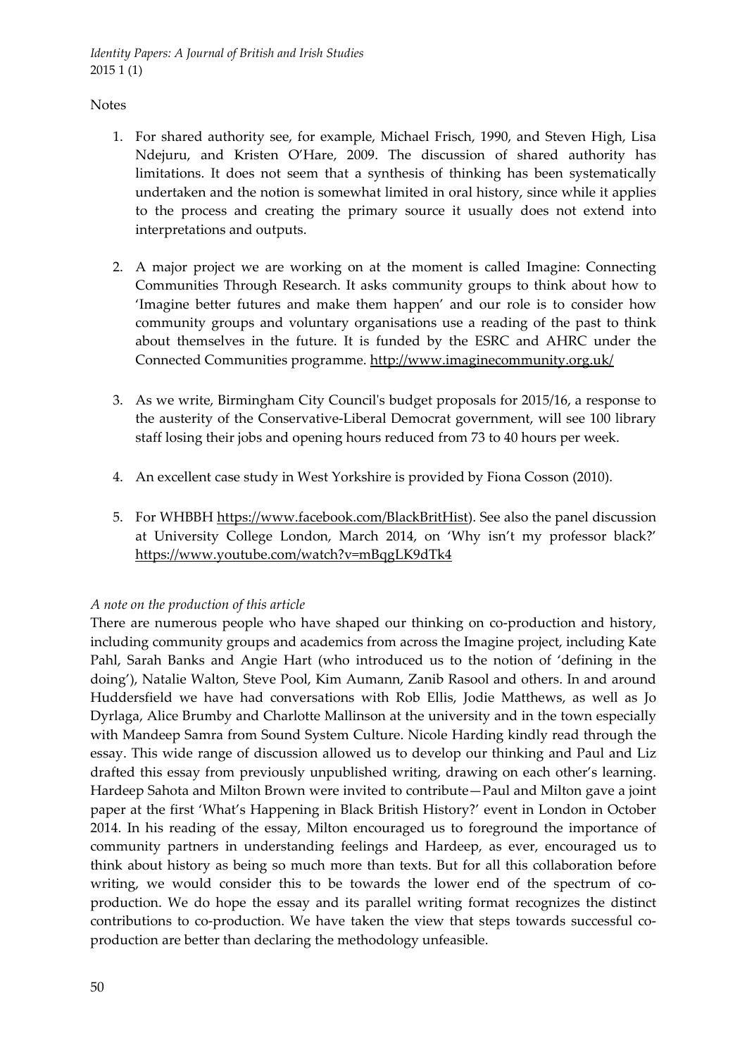Notes

1. For shared authority see, for example, Michael Frisch, 1990, and Steven High, Lisa Ndejuru, and Kristen O'Hare, 2009. The discussion of shared authority has limitations. It does not seem that a synthesis of thinking has been systematically undertaken and the notion is somewhat limited in oral history, since while it applies to the process and creating the primary source it usually does not extend into interpretations and outputs.

2. A major project we are working on at the moment is called Imagine: Connecting Communities Through Research. It asks community groups to think about how to 'Imagine better futures and make them happen' and our role is to consider how community groups and voluntary organisations use a reading of the past to think about themselves in the future. It is funded by the ESRC and AHRC under the Connected Communities programme. http://www.imaginecommunity.org.uk/

3. As we write, Birmingham City Council's budget proposals for 2015/16, a response to the austerity of the Conservative-Liberal Democrat government, will see 100 library staff losing their jobs and opening hours reduced from 73 to 40 hours per week.

4. An excellent case study in West Yorkshire is provided by Fiona Cosson (2010).

5. For WHBBH https://www.facebook.com/BlackBritHist). See also the panel discussion at University College London, March 2014, on 'Why isn't my professor black?' https://www.youtube.com/watch?v=mBqgLK9dTk4

*A note on the production of this article*

There are numerous people who have shaped our thinking on co-production and history, including community groups and academics from across the Imagine project, including Kate Pahl, Sarah Banks and Angie Hart (who introduced us to the notion of 'defining in the doing'), Natalie Walton, Steve Pool, Kim Aumann, Zanib Rasool and others. In and around Huddersfield we have had conversations with Rob Ellis, Jodie Matthews, as well as Jo Dyrlaga, Alice Brumby and Charlotte Mallinson at the university and in the town especially with Mandeep Samra from Sound System Culture. Nicole Harding kindly read through the essay. This wide range of discussion allowed us to develop our thinking and Paul and Liz drafted this essay from previously unpublished writing, drawing on each other's learning. Hardeep Sahota and Milton Brown were invited to contribute—Paul and Milton gave a joint paper at the first 'What's Happening in Black British History?' event in London in October 2014. In his reading of the essay, Milton encouraged us to foreground the importance of community partners in understanding feelings and Hardeep, as ever, encouraged us to think about history as being so much more than texts. But for all this collaboration before writing, we would consider this to be towards the lower end of the spectrum of co-production. We do hope the essay and its parallel writing format recognizes the distinct contributions to co-production. We have taken the view that steps towards successful co-production are better than declaring the methodology unfeasible.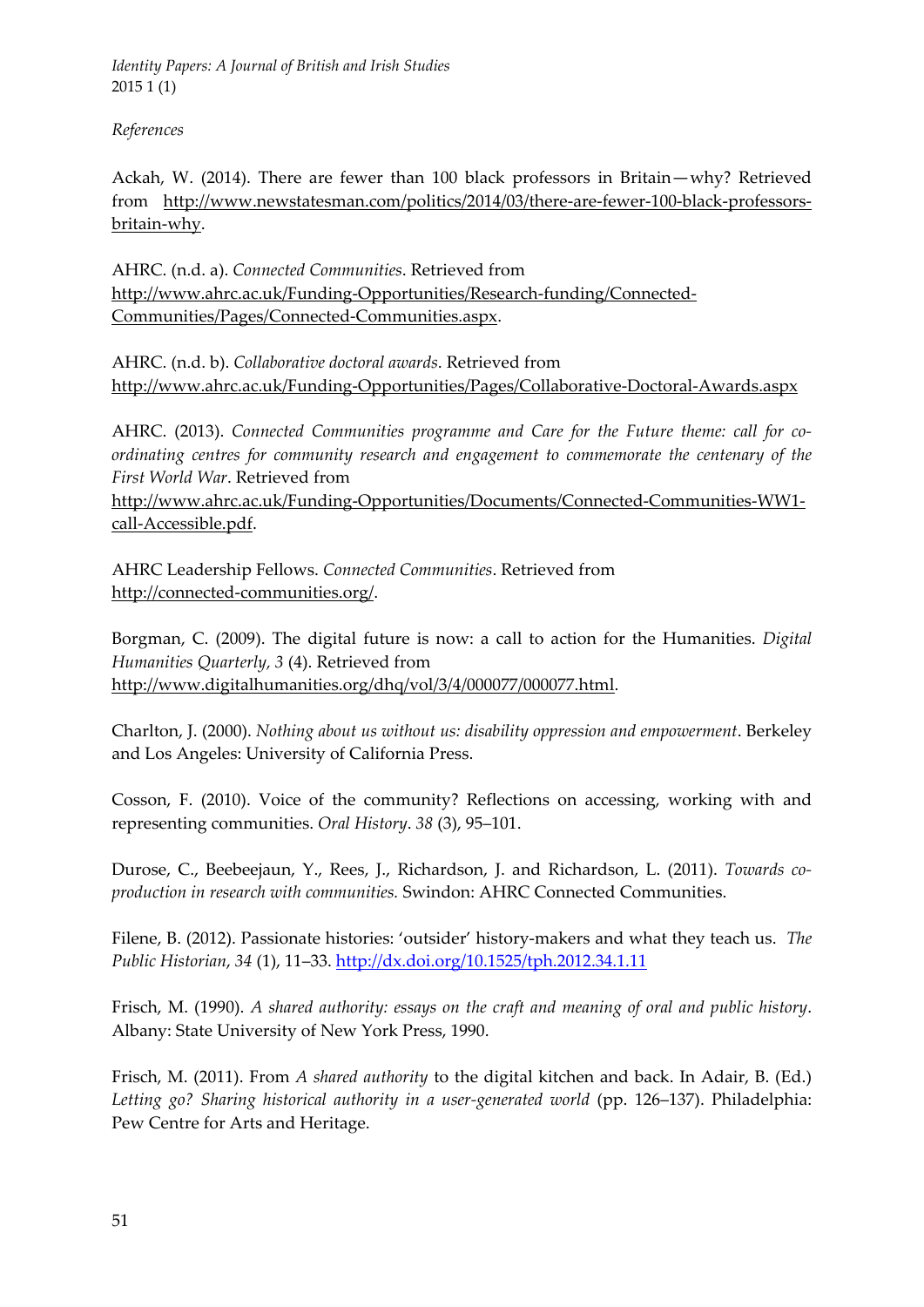*References*

Ackah, W. (2014). There are fewer than 100 black professors in Britain—why? Retrieved from http://www.newstatesman.com/politics/2014/03/there-are-fewer-100-black-professors-britain-why.

AHRC. (n.d. a). *Connected Communities*. Retrieved from http://www.ahrc.ac.uk/Funding-Opportunities/Research-funding/Connected-Communities/Pages/Connected-Communities.aspx.

AHRC. (n.d. b). *Collaborative doctoral awards*. Retrieved from http://www.ahrc.ac.uk/Funding-Opportunities/Pages/Collaborative-Doctoral-Awards.aspx

AHRC. (2013). *Connected Communities programme and Care for the Future theme: call for co-ordinating centres for community research and engagement to commemorate the centenary of the First World War*. Retrieved from http://www.ahrc.ac.uk/Funding-Opportunities/Documents/Connected-Communities-WW1-call-Accessible.pdf.

AHRC Leadership Fellows. *Connected Communities*. Retrieved from http://connected-communities.org/.

Borgman, C. (2009). The digital future is now: a call to action for the Humanities. *Digital Humanities Quarterly*, *3* (4). Retrieved from http://www.digitalhumanities.org/dhq/vol/3/4/000077/000077.html.

Charlton, J. (2000). *Nothing about us without us: disability oppression and empowerment*. Berkeley and Los Angeles: University of California Press.

Cosson, F. (2010). Voice of the community? Reflections on accessing, working with and representing communities. *Oral History*. *38* (3), 95–101.

Durose, C., Beebeejaun, Y., Rees, J., Richardson, J. and Richardson, L. (2011). *Towards co-production in research with communities.* Swindon: AHRC Connected Communities.

Filene, B. (2012). Passionate histories: 'outsider' history-makers and what they teach us. *The Public Historian*, *34* (1), 11–33. http://dx.doi.org/10.1525/tph.2012.34.1.11

Frisch, M. (1990). *A shared authority: essays on the craft and meaning of oral and public history*. Albany: State University of New York Press, 1990.

Frisch, M. (2011). From *A shared authority* to the digital kitchen and back. In Adair, B. (Ed.) *Letting go? Sharing historical authority in a user-generated world* (pp. 126–137). Philadelphia: Pew Centre for Arts and Heritage.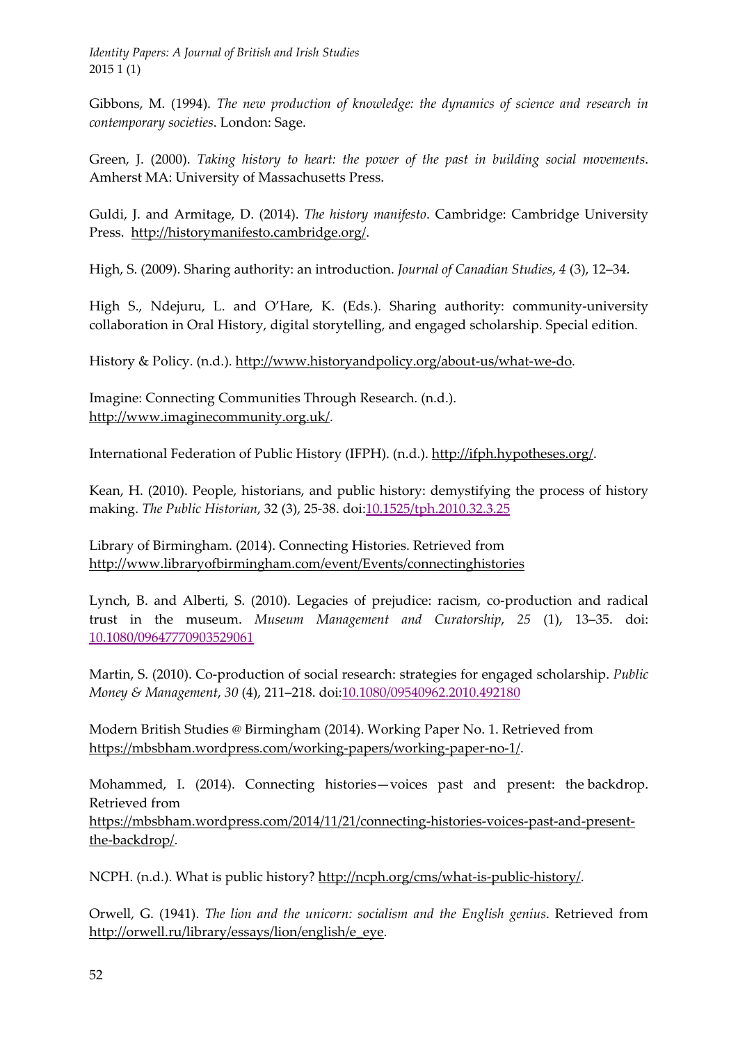Gibbons, M. (1994). *The new production of knowledge: the dynamics of science and research in contemporary societies*. London: Sage.

Green, J. (2000). *Taking history to heart: the power of the past in building social movements*. Amherst MA: University of Massachusetts Press.

Guldi, J. and Armitage, D. (2014). *The history manifesto*. Cambridge: Cambridge University Press. http://historymanifesto.cambridge.org/.

High, S. (2009). Sharing authority: an introduction. *Journal of Canadian Studies*, *4* (3), 12–34.

High S., Ndejuru, L. and O'Hare, K. (Eds.). Sharing authority: community-university collaboration in Oral History, digital storytelling, and engaged scholarship. Special edition.

History & Policy. (n.d.). http://www.historyandpolicy.org/about-us/what-we-do.

Imagine: Connecting Communities Through Research. (n.d.). http://www.imaginecommunity.org.uk/.

International Federation of Public History (IFPH). (n.d.). http://ifph.hypotheses.org/.

Kean, H. (2010). People, historians, and public history: demystifying the process of history making. *The Public Historian*, 32 (3), 25-38. doi:10.1525/tph.2010.32.3.25

Library of Birmingham. (2014). Connecting Histories. Retrieved from http://www.libraryofbirmingham.com/event/Events/connectinghistories

Lynch, B. and Alberti, S. (2010). Legacies of prejudice: racism, co-production and radical trust in the museum. *Museum Management and Curatorship*, *25* (1), 13–35. doi: 10.1080/09647770903529061

Martin, S. (2010). Co-production of social research: strategies for engaged scholarship. *Public Money & Management*, *30* (4), 211–218. doi:10.1080/09540962.2010.492180

Modern British Studies @ Birmingham (2014). Working Paper No. 1. Retrieved from https://mbsbham.wordpress.com/working-papers/working-paper-no-1/.

Mohammed, I. (2014). Connecting histories—voices past and present: the backdrop. Retrieved from https://mbsbham.wordpress.com/2014/11/21/connecting-histories-voices-past-and-present-the-backdrop/.

NCPH. (n.d.). What is public history? http://ncph.org/cms/what-is-public-history/.

Orwell, G. (1941). *The lion and the unicorn: socialism and the English genius*. Retrieved from http://orwell.ru/library/essays/lion/english/e_eye.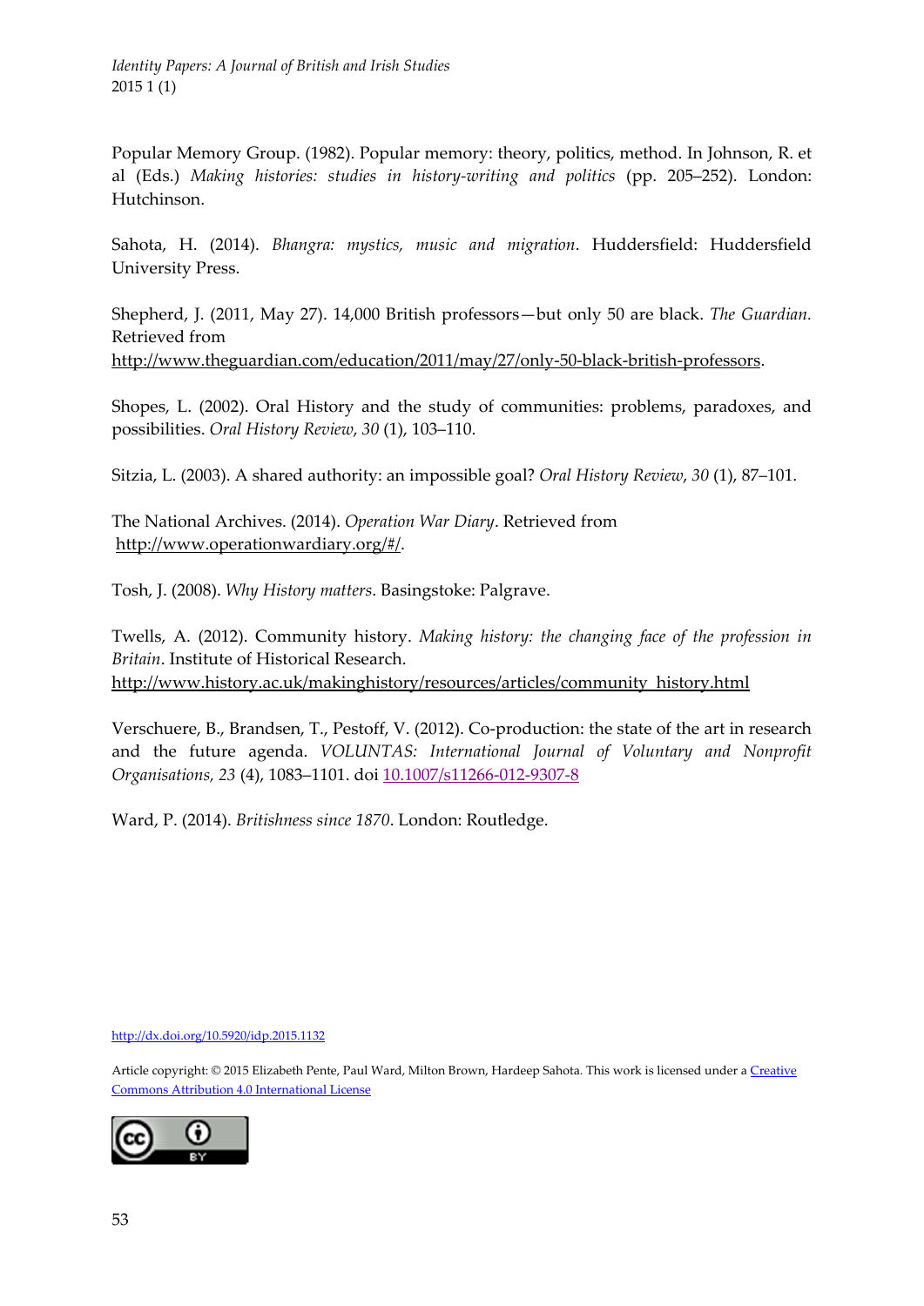Popular Memory Group. (1982). Popular memory: theory, politics, method. In Johnson, R. et al (Eds.) *Making histories: studies in history-writing and politics* (pp. 205–252). London: Hutchinson.

Sahota, H. (2014). *Bhangra: mystics, music and migration*. Huddersfield: Huddersfield University Press.

Shepherd, J. (2011, May 27). 14,000 British professors—but only 50 are black. *The Guardian*. Retrieved from http://www.theguardian.com/education/2011/may/27/only-50-black-british-professors.

Shopes, L. (2002). Oral History and the study of communities: problems, paradoxes, and possibilities. *Oral History Review*, *30* (1), 103–110.

Sitzia, L. (2003). A shared authority: an impossible goal? *Oral History Review*, *30* (1), 87–101.

The National Archives. (2014). *Operation War Diary*. Retrieved from http://www.operationwardiary.org/#/.

Tosh, J. (2008). *Why History matters*. Basingstoke: Palgrave.

Twells, A. (2012). Community history. *Making history: the changing face of the profession in Britain*. Institute of Historical Research. http://www.history.ac.uk/makinghistory/resources/articles/community_history.html

Verschuere, B., Brandsen, T., Pestoff, V. (2012). Co-production: the state of the art in research and the future agenda. *VOLUNTAS: International Journal of Voluntary and Nonprofit Organisations, 23* (4), 1083–1101. doi 10.1007/s11266-012-9307-8

Ward, P. (2014). *Britishness since 1870*. London: Routledge.

http://dx.doi.org/10.5920/idp.2015.1132

Article copyright: © 2015 Elizabeth Pente, Paul Ward, Milton Brown, Hardeep Sahota. This work is licensed under a Creative Commons Attribution 4.0 International License